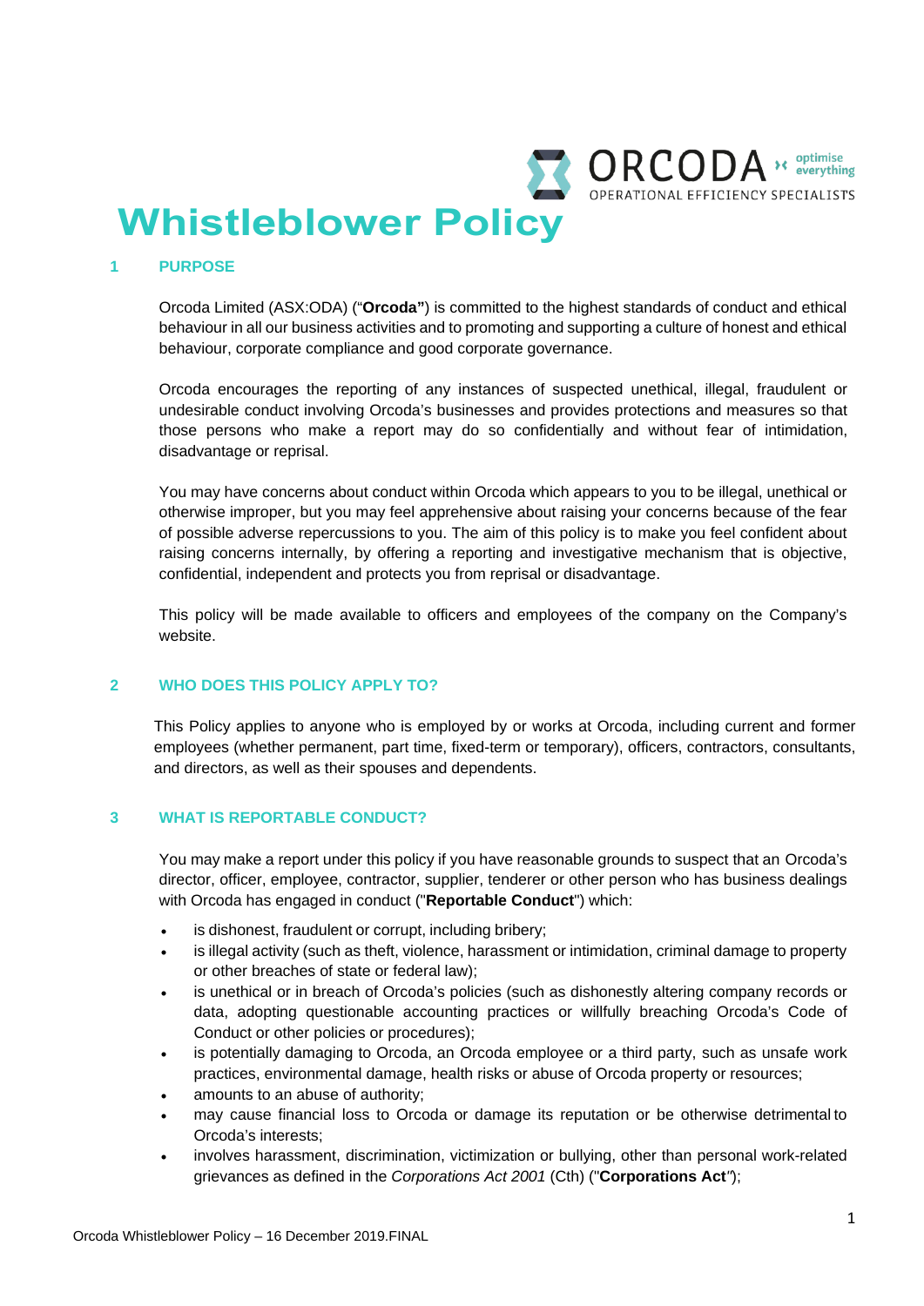# Whistleblower Policy

## 1 PURPOSE

Orcoda Limited (ASX:ODA) ("**Orcoda"**) is committed to the highest standards of conduct and ethical behaviour in all our business activities and to promoting and supporting a culture of honest and ethical behaviour, corporate compliance and good corporate governance.

Orcoda encourages the reporting of any instances of suspected unethical, illegal, fraudulent or undesirable conduct involving Orcoda's businesses and provides protections and measures so that those persons who make a report may do so confidentially and without fear of intimidation, disadvantage or reprisal.

You may have concerns about conduct within Orcoda which appears to you to be illegal, unethical or otherwise improper, but you may feel apprehensive about raising your concerns because of the fear of possible adverse repercussions to you. The aim of this policy is to make you feel confident about raising concerns internally, by offering a reporting and investigative mechanism that is objective, confidential, independent and protects you from reprisal or disadvantage.

This policy will be made available to officers and employees of the company on the Company's website.

## 2 WHO DOES THIS POLICY APPLY TO?

This Policy applies to anyone who is employed by or works at Orcoda, including current and former employees (whether permanent, part time, fixed-term or temporary), officers, contractors, consultants, and directors, as well as their spouses and dependents.

## 3 WHAT IS REPORTABLE CONDUCT?

You may make a report under this policy if you have reasonable grounds to suspect that an Orcoda's director, officer, employee, contractor, supplier, tenderer or other person who has business dealings with Orcoda has engaged in conduct ("**Reportable Conduct**") which:

- is dishonest, fraudulent or corrupt, including bribery;
- is illegal activity (such as theft, violence, harassment or intimidation, criminal damage to property or other breaches of state or federal law);
- is unethical or in breach of Orcoda's policies (such as dishonestly altering company records or data, adopting questionable accounting practices or willfully breaching Orcoda's Code of Conduct or other policies or procedures);
- is potentially damaging to Orcoda, an Orcoda employee or a third party, such as unsafe work practices, environmental damage, health risks or abuse of Orcoda property or resources;
- amounts to an abuse of authority;
- may cause financial loss to Orcoda or damage its reputation or be otherwise detrimental to Orcoda's interests;
- involves harassment, discrimination, victimization or bullying, other than personal work-related grievances as defined in the *Corporations Act 2001* (Cth) ("**Corporations Act**");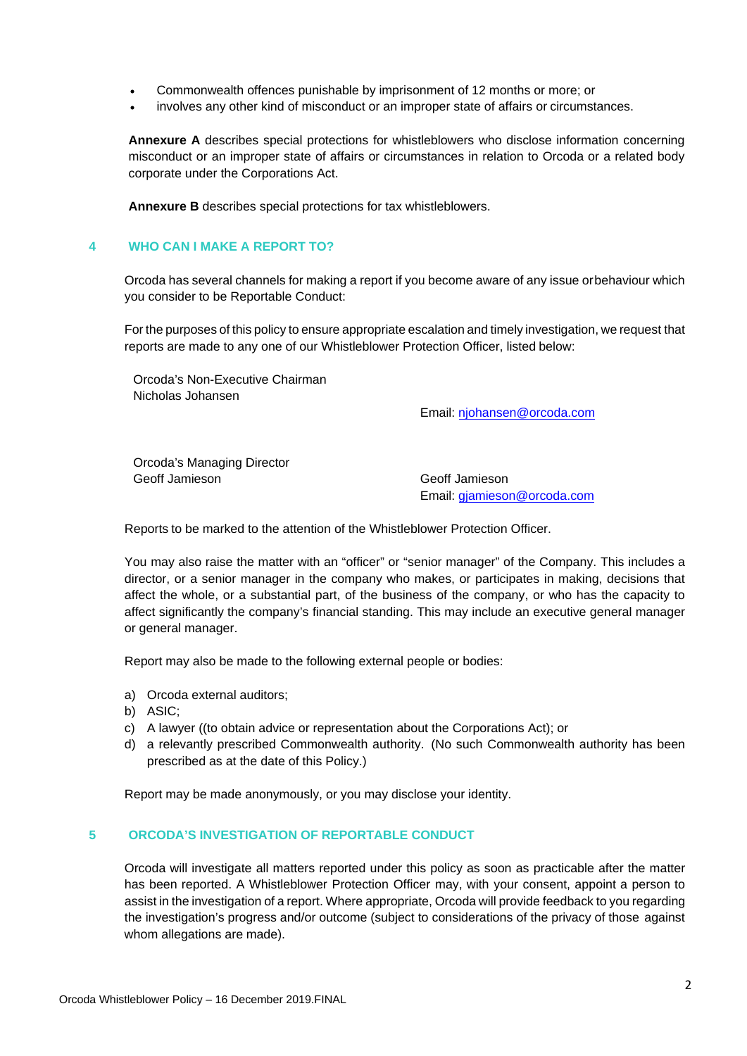- Commonwealth offences punishable by imprisonment of 12 months or more; or
- involves any other kind of misconduct or an improper state of affairs or circumstances.

**Annexure A** describes special protections for whistleblowers who disclose information concerning misconduct or an improper state of affairs or circumstances in relation to Orcoda or a related body corporate under the Corporations Act.

**Annexure B** describes special protections for tax whistleblowers.

## 4 WHO CAN I MAKE A REPORT TO?

Orcoda has several channels for making a report if you become aware of any issue orbehaviour which you consider to be Reportable Conduct:

For the purposes of this policy to ensure appropriate escalation and timely investigation, we request that reports are made to any one of our Whistleblower Protection Officer, listed below:

Orcoda's Non-Executive Chairman
Nicholas Johansen

Email: njohansen@orcoda.com

Orcoda's Managing Director
Geoff Jamieson

Geoff Jamieson
Email: gjamieson@orcoda.com

Reports to be marked to the attention of the Whistleblower Protection Officer.

You may also raise the matter with an "officer" or "senior manager" of the Company. This includes a director, or a senior manager in the company who makes, or participates in making, decisions that affect the whole, or a substantial part, of the business of the company, or who has the capacity to affect significantly the company's financial standing. This may include an executive general manager or general manager.

Report may also be made to the following external people or bodies:

a) Orcoda external auditors;
b) ASIC;
c) A lawyer ((to obtain advice or representation about the Corporations Act); or
d) a relevantly prescribed Commonwealth authority. (No such Commonwealth authority has been prescribed as at the date of this Policy.)

Report may be made anonymously, or you may disclose your identity.

## 5 ORCODA'S INVESTIGATION OF REPORTABLE CONDUCT

Orcoda will investigate all matters reported under this policy as soon as practicable after the matter has been reported. A Whistleblower Protection Officer may, with your consent, appoint a person to assist in the investigation of a report. Where appropriate, Orcoda will provide feedback to you regarding the investigation's progress and/or outcome (subject to considerations of the privacy of those against whom allegations are made).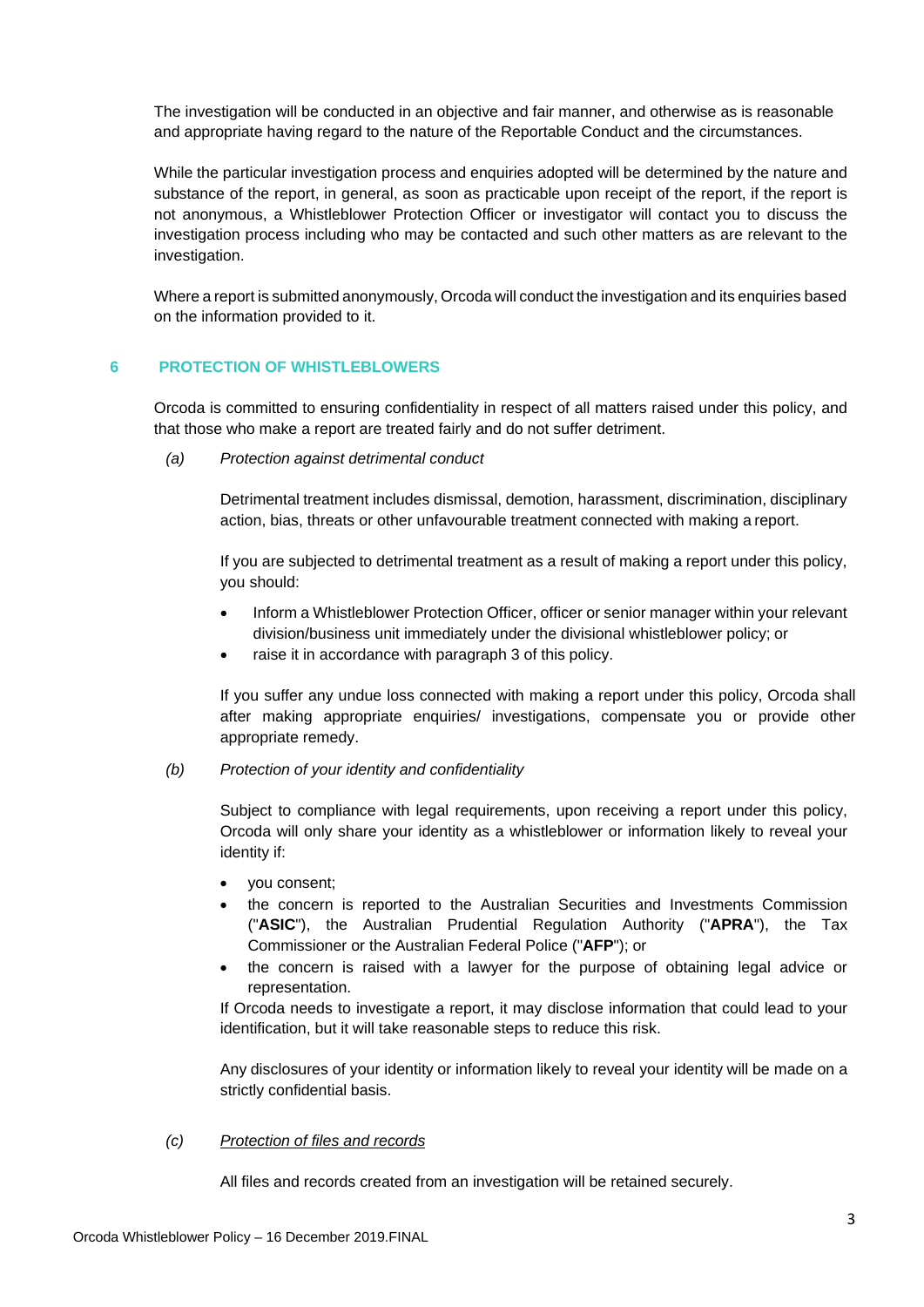The investigation will be conducted in an objective and fair manner, and otherwise as is reasonable and appropriate having regard to the nature of the Reportable Conduct and the circumstances.

While the particular investigation process and enquiries adopted will be determined by the nature and substance of the report, in general, as soon as practicable upon receipt of the report, if the report is not anonymous, a Whistleblower Protection Officer or investigator will contact you to discuss the investigation process including who may be contacted and such other matters as are relevant to the investigation.

Where a report is submitted anonymously, Orcoda will conduct the investigation and its enquiries based on the information provided to it.

## 6 PROTECTION OF WHISTLEBLOWERS

Orcoda is committed to ensuring confidentiality in respect of all matters raised under this policy, and that those who make a report are treated fairly and do not suffer detriment.

*(a) Protection against detrimental conduct*

Detrimental treatment includes dismissal, demotion, harassment, discrimination, disciplinary action, bias, threats or other unfavourable treatment connected with making a report.

If you are subjected to detrimental treatment as a result of making a report under this policy, you should:

- Inform a Whistleblower Protection Officer, officer or senior manager within your relevant division/business unit immediately under the divisional whistleblower policy; or
- raise it in accordance with paragraph 3 of this policy.

If you suffer any undue loss connected with making a report under this policy, Orcoda shall after making appropriate enquiries/ investigations, compensate you or provide other appropriate remedy.

*(b) Protection of your identity and confidentiality*

Subject to compliance with legal requirements, upon receiving a report under this policy, Orcoda will only share your identity as a whistleblower or information likely to reveal your identity if:

- you consent;
- the concern is reported to the Australian Securities and Investments Commission ("**ASIC**"), the Australian Prudential Regulation Authority ("**APRA**"), the Tax Commissioner or the Australian Federal Police ("**AFP**"); or
- the concern is raised with a lawyer for the purpose of obtaining legal advice or representation.

If Orcoda needs to investigate a report, it may disclose information that could lead to your identification, but it will take reasonable steps to reduce this risk.

Any disclosures of your identity or information likely to reveal your identity will be made on a strictly confidential basis.

*(c) Protection of files and records*

All files and records created from an investigation will be retained securely.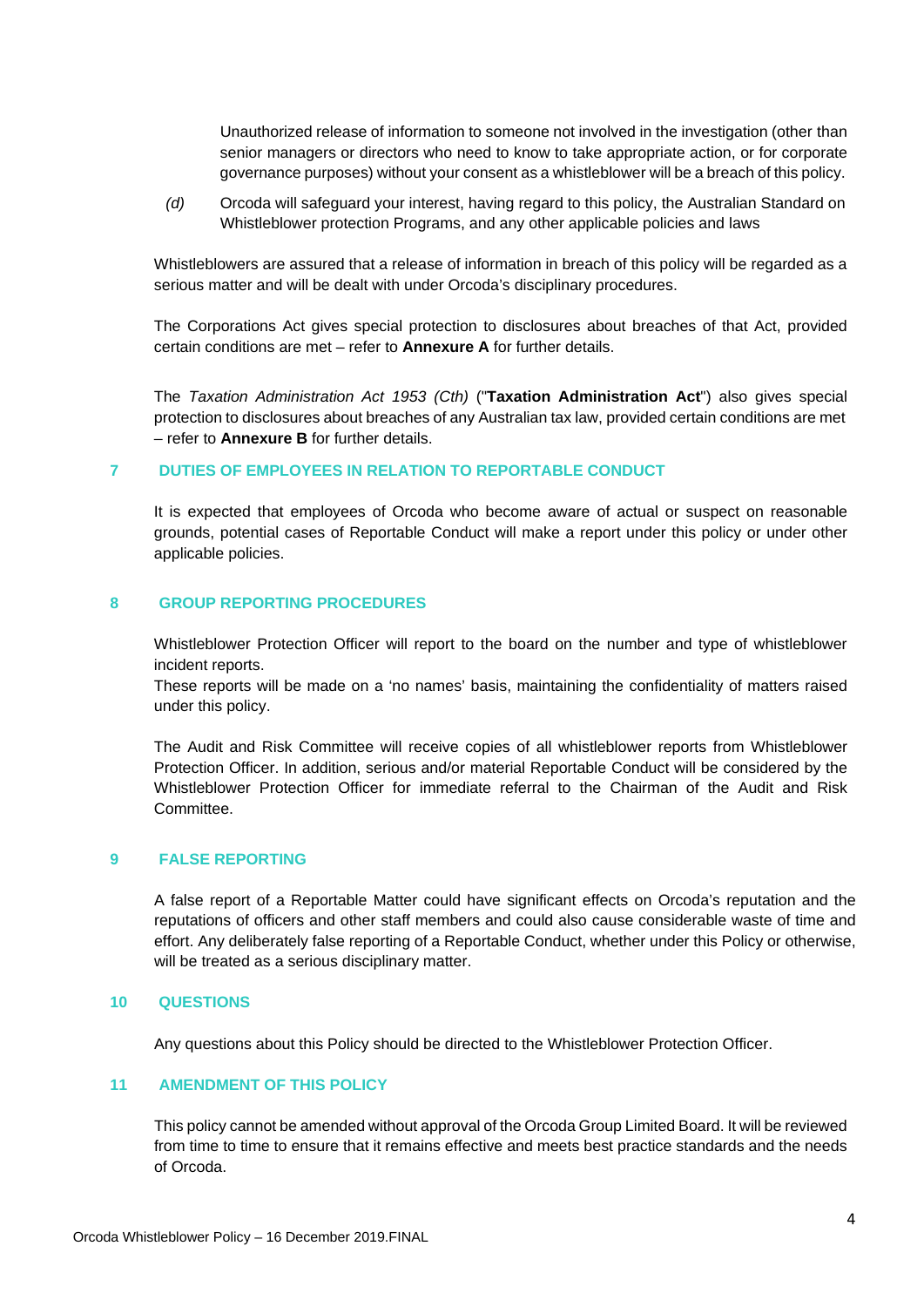Unauthorized release of information to someone not involved in the investigation (other than senior managers or directors who need to know to take appropriate action, or for corporate governance purposes) without your consent as a whistleblower will be a breach of this policy.

*(d)* Orcoda will safeguard your interest, having regard to this policy, the Australian Standard on Whistleblower protection Programs, and any other applicable policies and laws

Whistleblowers are assured that a release of information in breach of this policy will be regarded as a serious matter and will be dealt with under Orcoda's disciplinary procedures.

The Corporations Act gives special protection to disclosures about breaches of that Act, provided certain conditions are met – refer to **Annexure A** for further details.

The *Taxation Administration Act 1953 (Cth)* ("**Taxation Administration Act**") also gives special protection to disclosures about breaches of any Australian tax law, provided certain conditions are met – refer to **Annexure B** for further details.

## 7 DUTIES OF EMPLOYEES IN RELATION TO REPORTABLE CONDUCT

It is expected that employees of Orcoda who become aware of actual or suspect on reasonable grounds, potential cases of Reportable Conduct will make a report under this policy or under other applicable policies.

## 8 GROUP REPORTING PROCEDURES

Whistleblower Protection Officer will report to the board on the number and type of whistleblower incident reports.
These reports will be made on a 'no names' basis, maintaining the confidentiality of matters raised under this policy.

The Audit and Risk Committee will receive copies of all whistleblower reports from Whistleblower Protection Officer. In addition, serious and/or material Reportable Conduct will be considered by the Whistleblower Protection Officer for immediate referral to the Chairman of the Audit and Risk Committee.

## 9 FALSE REPORTING

A false report of a Reportable Matter could have significant effects on Orcoda's reputation and the reputations of officers and other staff members and could also cause considerable waste of time and effort. Any deliberately false reporting of a Reportable Conduct, whether under this Policy or otherwise, will be treated as a serious disciplinary matter.

## 10 QUESTIONS

Any questions about this Policy should be directed to the Whistleblower Protection Officer.

## 11 AMENDMENT OF THIS POLICY

This policy cannot be amended without approval of the Orcoda Group Limited Board. It will be reviewed from time to time to ensure that it remains effective and meets best practice standards and the needs of Orcoda.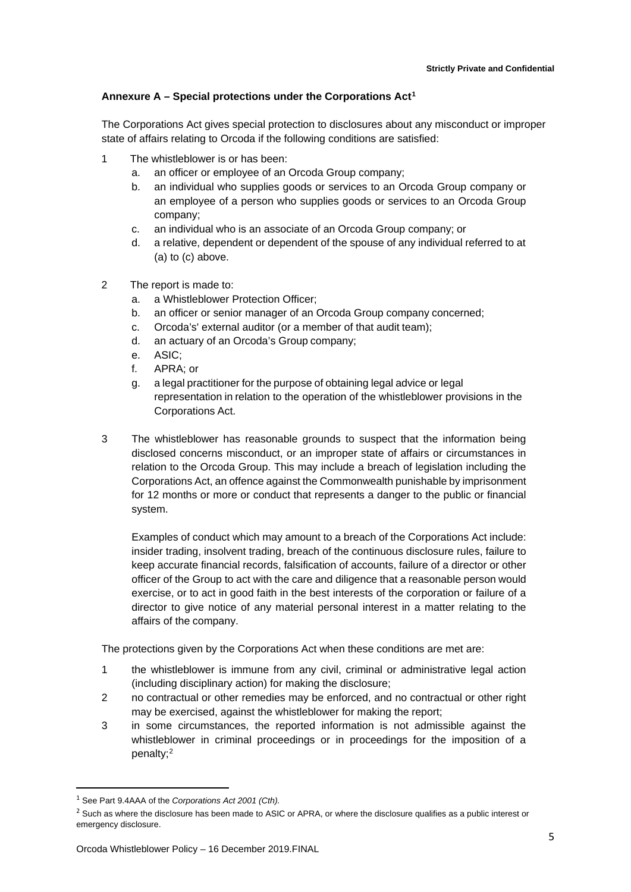### Annexure A – Special protections under the Corporations Act[1]

The Corporations Act gives special protection to disclosures about any misconduct or improper state of affairs relating to Orcoda if the following conditions are satisfied:

1 The whistleblower is or has been:
   a. an officer or employee of an Orcoda Group company;
   b. an individual who supplies goods or services to an Orcoda Group company or an employee of a person who supplies goods or services to an Orcoda Group company;
   c. an individual who is an associate of an Orcoda Group company; or
   d. a relative, dependent or dependent of the spouse of any individual referred to at (a) to (c) above.

2 The report is made to:
   a. a Whistleblower Protection Officer;
   b. an officer or senior manager of an Orcoda Group company concerned;
   c. Orcoda's' external auditor (or a member of that audit team);
   d. an actuary of an Orcoda's Group company;
   e. ASIC;
   f. APRA; or
   g. a legal practitioner for the purpose of obtaining legal advice or legal representation in relation to the operation of the whistleblower provisions in the Corporations Act.

3 The whistleblower has reasonable grounds to suspect that the information being disclosed concerns misconduct, or an improper state of affairs or circumstances in relation to the Orcoda Group. This may include a breach of legislation including the Corporations Act, an offence against the Commonwealth punishable by imprisonment for 12 months or more or conduct that represents a danger to the public or financial system.

   Examples of conduct which may amount to a breach of the Corporations Act include: insider trading, insolvent trading, breach of the continuous disclosure rules, failure to keep accurate financial records, falsification of accounts, failure of a director or other officer of the Group to act with the care and diligence that a reasonable person would exercise, or to act in good faith in the best interests of the corporation or failure of a director to give notice of any material personal interest in a matter relating to the affairs of the company.

The protections given by the Corporations Act when these conditions are met are:

1 the whistleblower is immune from any civil, criminal or administrative legal action (including disciplinary action) for making the disclosure;
2 no contractual or other remedies may be enforced, and no contractual or other right may be exercised, against the whistleblower for making the report;
3 in some circumstances, the reported information is not admissible against the whistleblower in criminal proceedings or in proceedings for the imposition of a penalty;[2]

---

[1] See Part 9.4AAA of the *Corporations Act 2001 (Cth).*

[2] Such as where the disclosure has been made to ASIC or APRA, or where the disclosure qualifies as a public interest or emergency disclosure.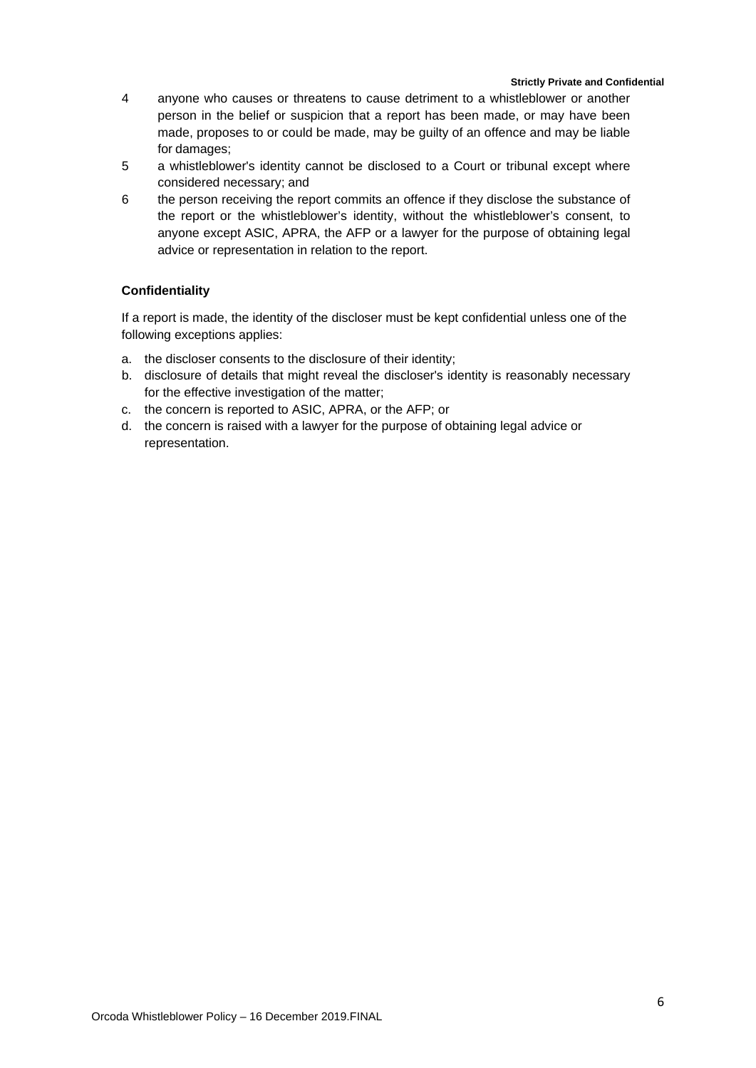4. anyone who causes or threatens to cause detriment to a whistleblower or another person in the belief or suspicion that a report has been made, or may have been made, proposes to or could be made, may be guilty of an offence and may be liable for damages;
5. a whistleblower's identity cannot be disclosed to a Court or tribunal except where considered necessary; and
6. the person receiving the report commits an offence if they disclose the substance of the report or the whistleblower's identity, without the whistleblower's consent, to anyone except ASIC, APRA, the AFP or a lawyer for the purpose of obtaining legal advice or representation in relation to the report.

**Confidentiality**

If a report is made, the identity of the discloser must be kept confidential unless one of the following exceptions applies:

a. the discloser consents to the disclosure of their identity;
b. disclosure of details that might reveal the discloser's identity is reasonably necessary for the effective investigation of the matter;
c. the concern is reported to ASIC, APRA, or the AFP; or
d. the concern is raised with a lawyer for the purpose of obtaining legal advice or representation.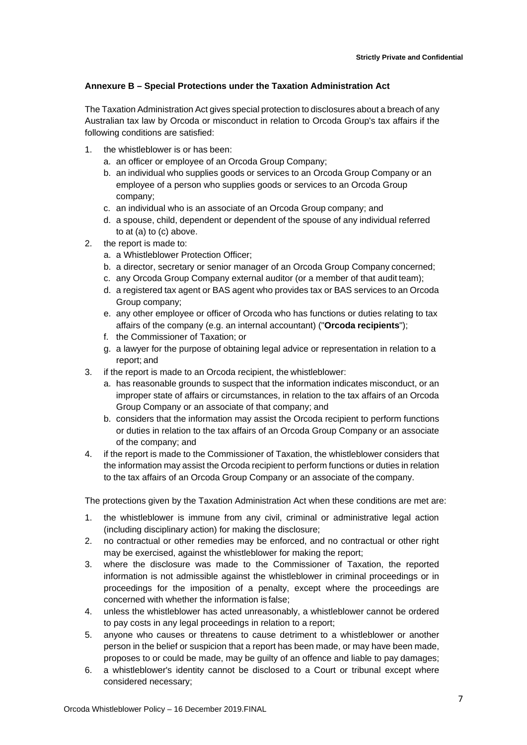**Annexure B – Special Protections under the Taxation Administration Act**

The Taxation Administration Act gives special protection to disclosures about a breach of any Australian tax law by Orcoda or misconduct in relation to Orcoda Group's tax affairs if the following conditions are satisfied:

1. the whistleblower is or has been:
   a. an officer or employee of an Orcoda Group Company;
   b. an individual who supplies goods or services to an Orcoda Group Company or an employee of a person who supplies goods or services to an Orcoda Group company;
   c. an individual who is an associate of an Orcoda Group company; and
   d. a spouse, child, dependent or dependent of the spouse of any individual referred to at (a) to (c) above.
2. the report is made to:
   a. a Whistleblower Protection Officer;
   b. a director, secretary or senior manager of an Orcoda Group Company concerned;
   c. any Orcoda Group Company external auditor (or a member of that audit team);
   d. a registered tax agent or BAS agent who provides tax or BAS services to an Orcoda Group company;
   e. any other employee or officer of Orcoda who has functions or duties relating to tax affairs of the company (e.g. an internal accountant) ("**Orcoda recipients**");
   f. the Commissioner of Taxation; or
   g. a lawyer for the purpose of obtaining legal advice or representation in relation to a report; and
3. if the report is made to an Orcoda recipient, the whistleblower:
   a. has reasonable grounds to suspect that the information indicates misconduct, or an improper state of affairs or circumstances, in relation to the tax affairs of an Orcoda Group Company or an associate of that company; and
   b. considers that the information may assist the Orcoda recipient to perform functions or duties in relation to the tax affairs of an Orcoda Group Company or an associate of the company; and
4. if the report is made to the Commissioner of Taxation, the whistleblower considers that the information may assist the Orcoda recipient to perform functions or duties in relation to the tax affairs of an Orcoda Group Company or an associate of the company.

The protections given by the Taxation Administration Act when these conditions are met are:

1. the whistleblower is immune from any civil, criminal or administrative legal action (including disciplinary action) for making the disclosure;
2. no contractual or other remedies may be enforced, and no contractual or other right may be exercised, against the whistleblower for making the report;
3. where the disclosure was made to the Commissioner of Taxation, the reported information is not admissible against the whistleblower in criminal proceedings or in proceedings for the imposition of a penalty, except where the proceedings are concerned with whether the information is false;
4. unless the whistleblower has acted unreasonably, a whistleblower cannot be ordered to pay costs in any legal proceedings in relation to a report;
5. anyone who causes or threatens to cause detriment to a whistleblower or another person in the belief or suspicion that a report has been made, or may have been made, proposes to or could be made, may be guilty of an offence and liable to pay damages;
6. a whistleblower's identity cannot be disclosed to a Court or tribunal except where considered necessary;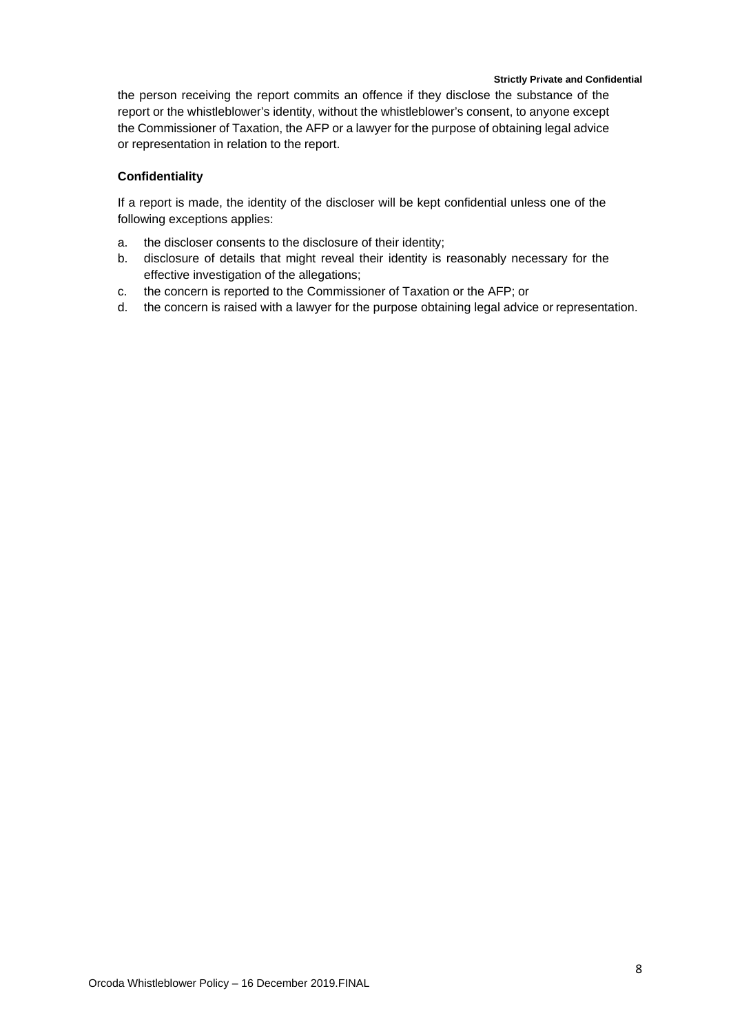the person receiving the report commits an offence if they disclose the substance of the report or the whistleblower's identity, without the whistleblower's consent, to anyone except the Commissioner of Taxation, the AFP or a lawyer for the purpose of obtaining legal advice or representation in relation to the report.

**Confidentiality**

If a report is made, the identity of the discloser will be kept confidential unless one of the following exceptions applies:

a. the discloser consents to the disclosure of their identity;
b. disclosure of details that might reveal their identity is reasonably necessary for the effective investigation of the allegations;
c. the concern is reported to the Commissioner of Taxation or the AFP; or
d. the concern is raised with a lawyer for the purpose obtaining legal advice or representation.